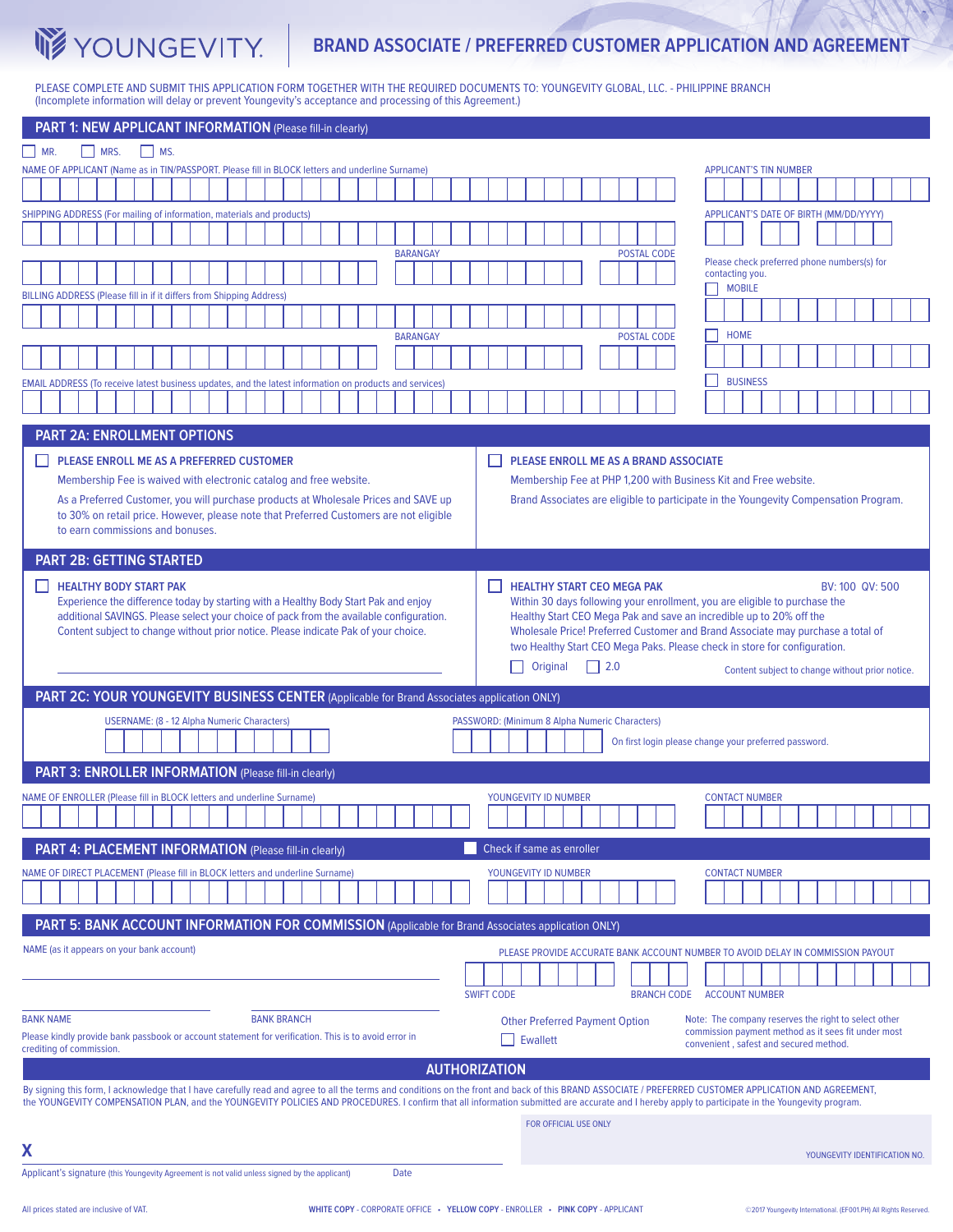# YOUNGEVITY

## BRAND ASSOCIATE / PREFERRED CUSTOMER APPLICATION AND AGREEMENT

PLEASE COMPLETE AND SUBMIT THIS APPLICATION FORM TOGETHER WITH THE REQUIRED DOCUMENTS TO: YOUNGEVITY GLOBAL, LLC. - PHILIPPINE BRANCH
(Incomplete information will delay or prevent Youngevity's acceptance and processing of this Agreement.)

## PART 1: NEW APPLICANT INFORMATION (Please fill-in clearly)

☐ MR. ☐ MRS. ☐ MS.

NAME OF APPLICANT (Name as in TIN/PASSPORT. Please fill in BLOCK letters and underline Surname)

APPLICANT'S TIN NUMBER

SHIPPING ADDRESS (For mailing of information, materials and products)

BARANGAY

POSTAL CODE

APPLICANT'S DATE OF BIRTH (MM/DD/YYYY)

Please check preferred phone numbers(s) for contacting you.

☐ MOBILE

BILLING ADDRESS (Please fill in if it differs from Shipping Address)

BARANGAY

POSTAL CODE

☐ HOME

EMAIL ADDRESS (To receive latest business updates, and the latest information on products and services)

☐ BUSINESS

## PART 2A: ENROLLMENT OPTIONS

☐ **PLEASE ENROLL ME AS A PREFERRED CUSTOMER**

Membership Fee is waived with electronic catalog and free website.

As a Preferred Customer, you will purchase products at Wholesale Prices and SAVE up to 30% on retail price. However, please note that Preferred Customers are not eligible to earn commissions and bonuses.

☐ **PLEASE ENROLL ME AS A BRAND ASSOCIATE**

Membership Fee at PHP 1,200 with Business Kit and Free website.

Brand Associates are eligible to participate in the Youngevity Compensation Program.

## PART 2B: GETTING STARTED

☐ **HEALTHY BODY START PAK**

Experience the difference today by starting with a Healthy Body Start Pak and enjoy additional SAVINGS. Please select your choice of pack from the available configuration. Content subject to change without prior notice. Please indicate Pak of your choice.

☐ **HEALTHY START CEO MEGA PAK** BV: 100 QV: 500

Within 30 days following your enrollment, you are eligible to purchase the Healthy Start CEO Mega Pak and save an incredible up to 20% off the Wholesale Price! Preferred Customer and Brand Associate may purchase a total of two Healthy Start CEO Mega Paks. Please check in store for configuration.

☐ Original ☐ 2.0

Content subject to change without prior notice.

## PART 2C: YOUR YOUNGEVITY BUSINESS CENTER (Applicable for Brand Associates application ONLY)

USERNAME: (8 - 12 Alpha Numeric Characters)

PASSWORD: (Minimum 8 Alpha Numeric Characters)

On first login please change your preferred password.

## PART 3: ENROLLER INFORMATION (Please fill-in clearly)

NAME OF ENROLLER (Please fill in BLOCK letters and underline Surname)

YOUNGEVITY ID NUMBER

CONTACT NUMBER

## PART 4: PLACEMENT INFORMATION (Please fill-in clearly)

☐ Check if same as enroller

NAME OF DIRECT PLACEMENT (Please fill in BLOCK letters and underline Surname)

YOUNGEVITY ID NUMBER

CONTACT NUMBER

## PART 5: BANK ACCOUNT INFORMATION FOR COMMISSION (Applicable for Brand Associates application ONLY)

NAME (as it appears on your bank account)

PLEASE PROVIDE ACCURATE BANK ACCOUNT NUMBER TO AVOID DELAY IN COMMISSION PAYOUT

SWIFT CODE

BRANCH CODE

ACCOUNT NUMBER

BANK NAME

BANK BRANCH

Please kindly provide bank passbook or account statement for verification. This is to avoid error in crediting of commission.

Other Preferred Payment Option

☐ Ewallett

Note: The company reserves the right to select other commission payment method as it sees fit under most convenient , safest and secured method.

## AUTHORIZATION

By signing this form, I acknowledge that I have carefully read and agree to all the terms and conditions on the front and back of this BRAND ASSOCIATE / PREFERRED CUSTOMER APPLICATION AND AGREEMENT, the YOUNGEVITY COMPENSATION PLAN, and the YOUNGEVITY POLICIES AND PROCEDURES. I confirm that all information submitted are accurate and I hereby apply to participate in the Youngevity program.

FOR OFFICIAL USE ONLY

**X**

Applicant's signature (this Youngevity Agreement is not valid unless signed by the applicant) Date

YOUNGEVITY IDENTIFICATION NO.

All prices stated are inclusive of VAT.

**WHITE COPY** - CORPORATE OFFICE • **YELLOW COPY** - ENROLLER • **PINK COPY** - APPLICANT

©2017 Youngevity International. (EF001.PH) All Rights Reserved.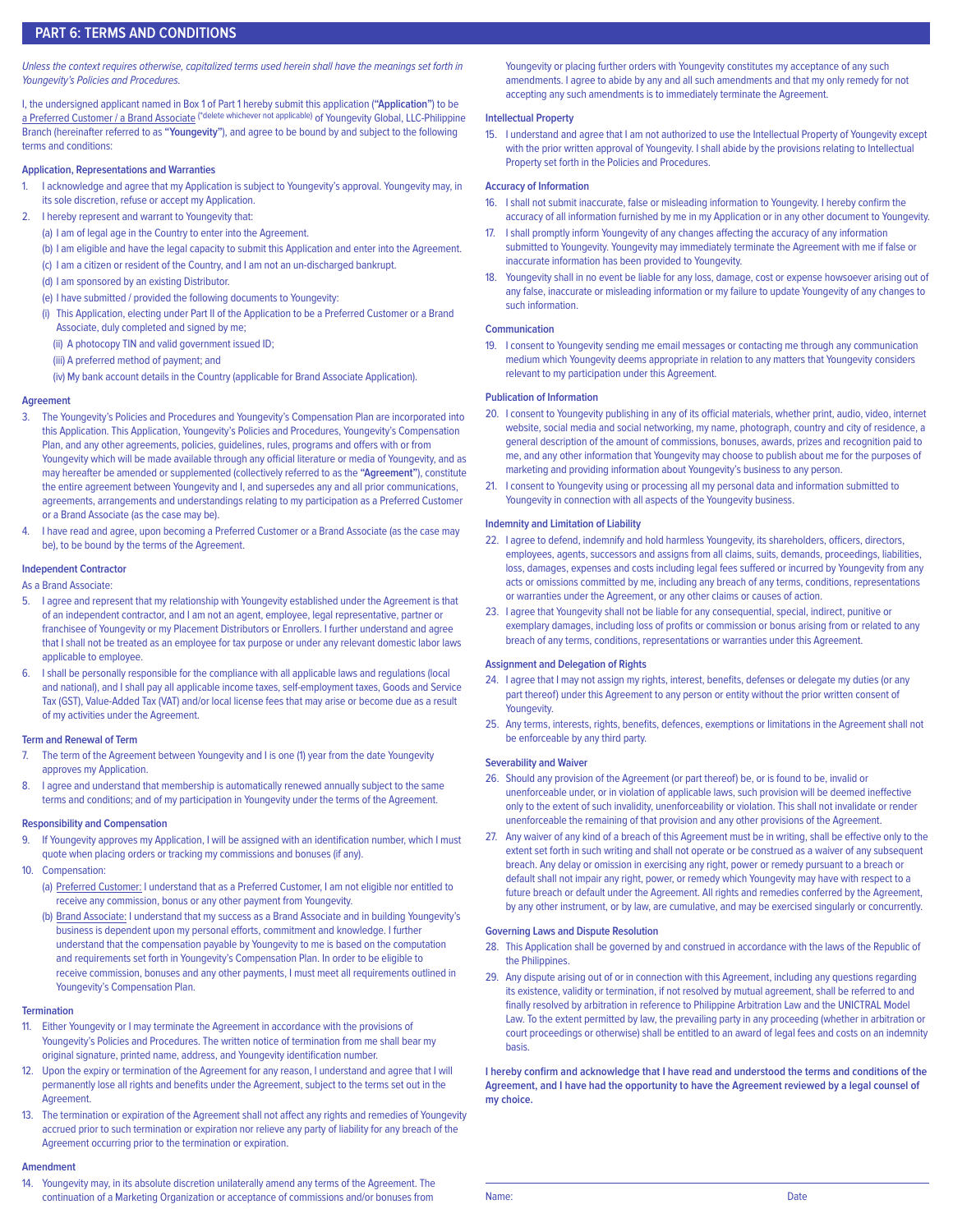## PART 6: TERMS AND CONDITIONS

*Unless the context requires otherwise, capitalized terms used herein shall have the meanings set forth in Youngevity's Policies and Procedures.*

I, the undersigned applicant named in Box 1 of Part 1 hereby submit this application (**"Application"**) to be a Preferred Customer / a Brand Associate (*delete whichever not applicable) of Youngevity Global, LLC-Philippine Branch (hereinafter referred to as **"Youngevity"**), and agree to be bound by and subject to the following terms and conditions:

**Application, Representations and Warranties**

1. I acknowledge and agree that my Application is subject to Youngevity's approval. Youngevity may, in its sole discretion, refuse or accept my Application.
2. I hereby represent and warrant to Youngevity that:
   (a) I am of legal age in the Country to enter into the Agreement.
   (b) I am eligible and have the legal capacity to submit this Application and enter into the Agreement.
   (c) I am a citizen or resident of the Country, and I am not an un-discharged bankrupt.
   (d) I am sponsored by an existing Distributor.
   (e) I have submitted / provided the following documents to Youngevity:
   (i) This Application, electing under Part II of the Application to be a Preferred Customer or a Brand Associate, duly completed and signed by me;
   (ii) A photocopy TIN and valid government issued ID;
   (iii) A preferred method of payment; and
   (iv) My bank account details in the Country (applicable for Brand Associate Application).

**Agreement**

3. The Youngevity's Policies and Procedures and Youngevity's Compensation Plan are incorporated into this Application. This Application, Youngevity's Policies and Procedures, Youngevity's Compensation Plan, and any other agreements, policies, guidelines, rules, programs and offers with or from Youngevity which will be made available through any official literature or media of Youngevity, and as may hereafter be amended or supplemented (collectively referred to as the **"Agreement"**), constitute the entire agreement between Youngevity and I, and supersedes any and all prior communications, agreements, arrangements and understandings relating to my participation as a Preferred Customer or a Brand Associate (as the case may be).
4. I have read and agree, upon becoming a Preferred Customer or a Brand Associate (as the case may be), to be bound by the terms of the Agreement.

**Independent Contractor**

As a Brand Associate:

5. I agree and represent that my relationship with Youngevity established under the Agreement is that of an independent contractor, and I am not an agent, employee, legal representative, partner or franchisee of Youngevity or my Placement Distributors or Enrollers. I further understand and agree that I shall not be treated as an employee for tax purpose or under any relevant domestic labor laws applicable to employee.
6. I shall be personally responsible for the compliance with all applicable laws and regulations (local and national), and I shall pay all applicable income taxes, self-employment taxes, Goods and Service Tax (GST), Value-Added Tax (VAT) and/or local license fees that may arise or become due as a result of my activities under the Agreement.

**Term and Renewal of Term**

7. The term of the Agreement between Youngevity and I is one (1) year from the date Youngevity approves my Application.
8. I agree and understand that membership is automatically renewed annually subject to the same terms and conditions; and of my participation in Youngevity under the terms of the Agreement.

**Responsibility and Compensation**

9. If Youngevity approves my Application, I will be assigned with an identification number, which I must quote when placing orders or tracking my commissions and bonuses (if any).
10. Compensation:
    (a) Preferred Customer: I understand that as a Preferred Customer, I am not eligible nor entitled to receive any commission, bonus or any other payment from Youngevity.
    (b) Brand Associate: I understand that my success as a Brand Associate and in building Youngevity's business is dependent upon my personal efforts, commitment and knowledge. I further understand that the compensation payable by Youngevity to me is based on the computation and requirements set forth in Youngevity's Compensation Plan. In order to be eligible to receive commission, bonuses and any other payments, I must meet all requirements outlined in Youngevity's Compensation Plan.

**Termination**

11. Either Youngevity or I may terminate the Agreement in accordance with the provisions of Youngevity's Policies and Procedures. The written notice of termination from me shall bear my original signature, printed name, address, and Youngevity identification number.
12. Upon the expiry or termination of the Agreement for any reason, I understand and agree that I will permanently lose all rights and benefits under the Agreement, subject to the terms set out in the Agreement.
13. The termination or expiration of the Agreement shall not affect any rights and remedies of Youngevity accrued prior to such termination or expiration nor relieve any party of liability for any breach of the Agreement occurring prior to the termination or expiration.

**Amendment**

14. Youngevity may, in its absolute discretion unilaterally amend any terms of the Agreement. The continuation of a Marketing Organization or acceptance of commissions and/or bonuses from Youngevity or placing further orders with Youngevity constitutes my acceptance of any such amendments. I agree to abide by any and all such amendments and that my only remedy for not accepting any such amendments is to immediately terminate the Agreement.

**Intellectual Property**

15. I understand and agree that I am not authorized to use the Intellectual Property of Youngevity except with the prior written approval of Youngevity. I shall abide by the provisions relating to Intellectual Property set forth in the Policies and Procedures.

**Accuracy of Information**

16. I shall not submit inaccurate, false or misleading information to Youngevity. I hereby confirm the accuracy of all information furnished by me in my Application or in any other document to Youngevity.
17. I shall promptly inform Youngevity of any changes affecting the accuracy of any information submitted to Youngevity. Youngevity may immediately terminate the Agreement with me if false or inaccurate information has been provided to Youngevity.
18. Youngevity shall in no event be liable for any loss, damage, cost or expense howsoever arising out of any false, inaccurate or misleading information or my failure to update Youngevity of any changes to such information.

**Communication**

19. I consent to Youngevity sending me email messages or contacting me through any communication medium which Youngevity deems appropriate in relation to any matters that Youngevity considers relevant to my participation under this Agreement.

**Publication of Information**

20. I consent to Youngevity publishing in any of its official materials, whether print, audio, video, internet website, social media and social networking, my name, photograph, country and city of residence, a general description of the amount of commissions, bonuses, awards, prizes and recognition paid to me, and any other information that Youngevity may choose to publish about me for the purposes of marketing and providing information about Youngevity's business to any person.
21. I consent to Youngevity using or processing all my personal data and information submitted to Youngevity in connection with all aspects of the Youngevity business.

**Indemnity and Limitation of Liability**

22. I agree to defend, indemnify and hold harmless Youngevity, its shareholders, officers, directors, employees, agents, successors and assigns from all claims, suits, demands, proceedings, liabilities, loss, damages, expenses and costs including legal fees suffered or incurred by Youngevity from any acts or omissions committed by me, including any breach of any terms, conditions, representations or warranties under the Agreement, or any other claims or causes of action.
23. I agree that Youngevity shall not be liable for any consequential, special, indirect, punitive or exemplary damages, including loss of profits or commission or bonus arising from or related to any breach of any terms, conditions, representations or warranties under this Agreement.

**Assignment and Delegation of Rights**

24. I agree that I may not assign my rights, interest, benefits, defenses or delegate my duties (or any part thereof) under this Agreement to any person or entity without the prior written consent of Youngevity.
25. Any terms, interests, rights, benefits, defences, exemptions or limitations in the Agreement shall not be enforceable by any third party.

**Severability and Waiver**

26. Should any provision of the Agreement (or part thereof) be, or is found to be, invalid or unenforceable under, or in violation of applicable laws, such provision will be deemed ineffective only to the extent of such invalidity, unenforceability or violation. This shall not invalidate or render unenforceable the remaining of that provision and any other provisions of the Agreement.
27. Any waiver of any kind of a breach of this Agreement must be in writing, shall be effective only to the extent set forth in such writing and shall not operate or be construed as a waiver of any subsequent breach. Any delay or omission in exercising any right, power or remedy pursuant to a breach or default shall not impair any right, power, or remedy which Youngevity may have with respect to a future breach or default under the Agreement. All rights and remedies conferred by the Agreement, by any other instrument, or by law, are cumulative, and may be exercised singularly or concurrently.

**Governing Laws and Dispute Resolution**

28. This Application shall be governed by and construed in accordance with the laws of the Republic of the Philippines.
29. Any dispute arising out of or in connection with this Agreement, including any questions regarding its existence, validity or termination, if not resolved by mutual agreement, shall be referred to and finally resolved by arbitration in reference to Philippine Arbitration Law and the UNICTRAL Model Law. To the extent permitted by law, the prevailing party in any proceeding (whether in arbitration or court proceedings or otherwise) shall be entitled to an award of legal fees and costs on an indemnity basis.

**I hereby confirm and acknowledge that I have read and understood the terms and conditions of the Agreement, and I have had the opportunity to have the Agreement reviewed by a legal counsel of my choice.**

Name: ____________________ Date ____________________